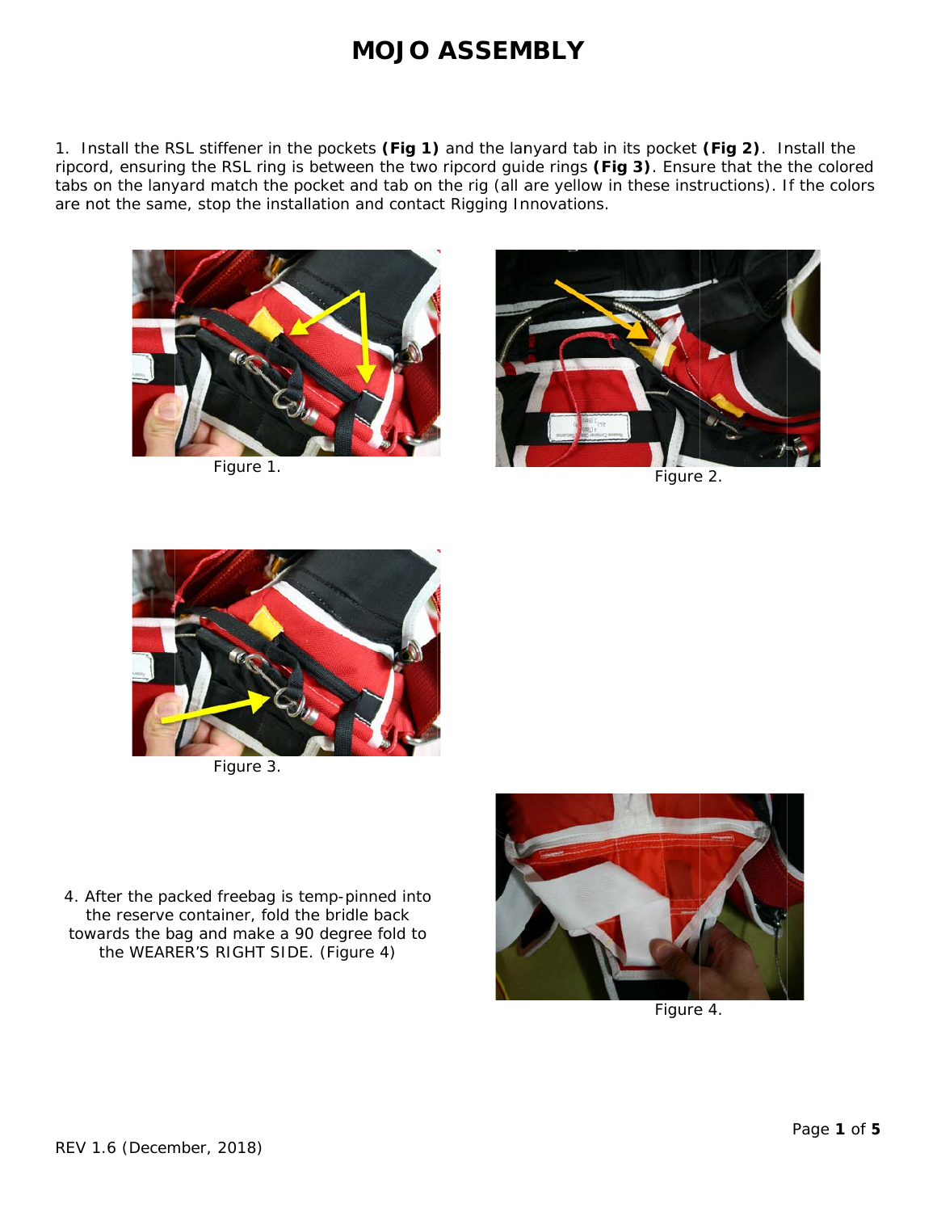# MOJO ASSEMBLY

1. Install the RSL stiffener in the pockets **(Fig 1)** and the lanyard tab in its pocket **(Fig 2)**. Install the ripcord, ensuring the RSL ring is between the two ripcord guide rings **(Fig 3)**. Ensure that the the colored tabs on the lanyard match the pocket and tab on the rig (all are yellow in these instructions). If the colors are not the same, stop the installation and contact Rigging Innovations.

Figure 1.

Figure 2.

Figure 3.

4. After the packed freebag is temp-pinned into the reserve container, fold the bridle back towards the bag and make a 90 degree fold to the WEARER'S RIGHT SIDE. (Figure 4)

Figure 4.

REV 1.6 (December, 2018)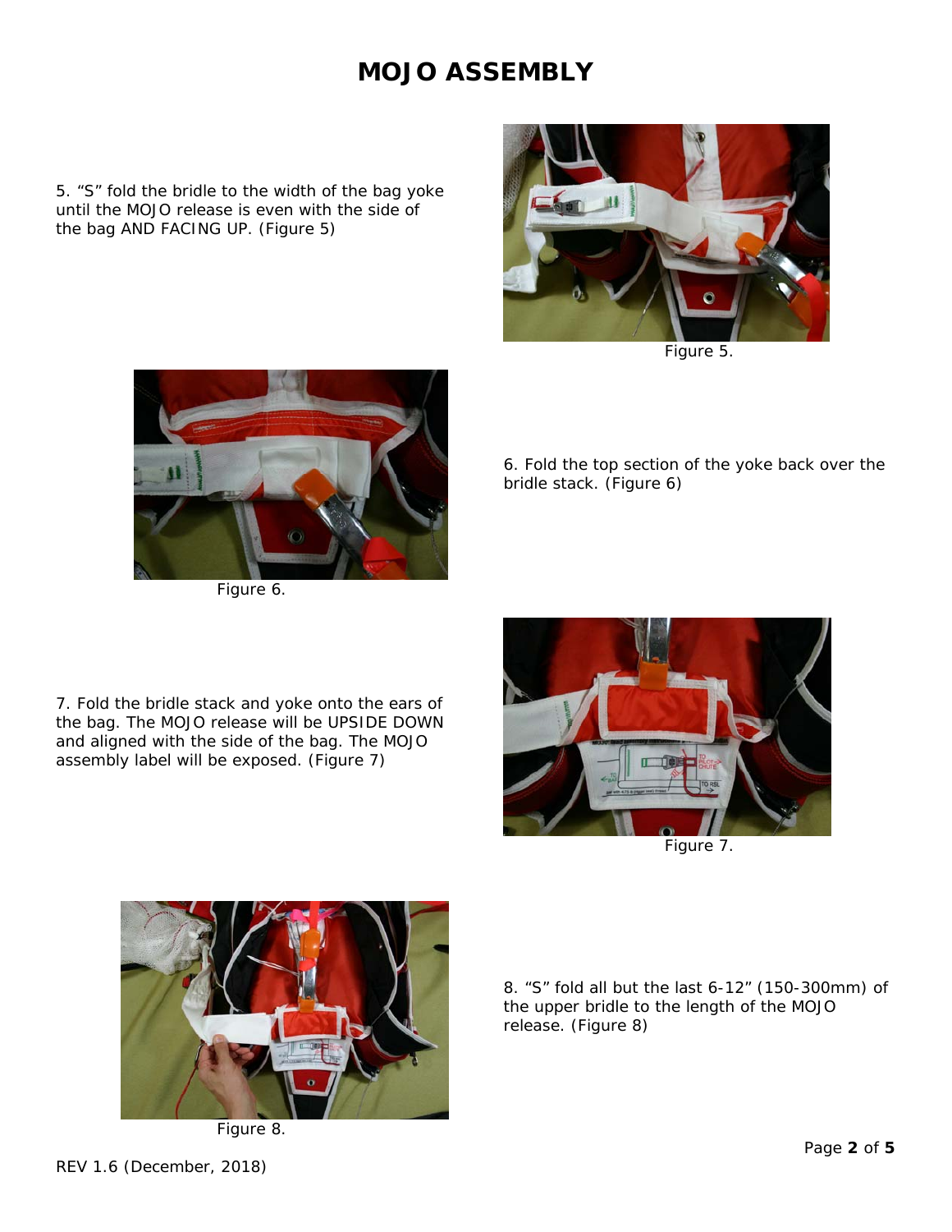# MOJO ASSEMBLY

5. “S” fold the bridle to the width of the bag yoke until the MOJO release is even with the side of the bag AND FACING UP. (Figure 5)

Figure 5.

6. Fold the top section of the yoke back over the bridle stack. (Figure 6)

Figure 6.

7. Fold the bridle stack and yoke onto the ears of the bag. The MOJO release will be UPSIDE DOWN and aligned with the side of the bag. The MOJO assembly label will be exposed. (Figure 7)

Figure 7.

8. “S” fold all but the last 6-12” (150-300mm) of the upper bridle to the length of the MOJO release. (Figure 8)

Figure 8.

REV 1.6 (December, 2018)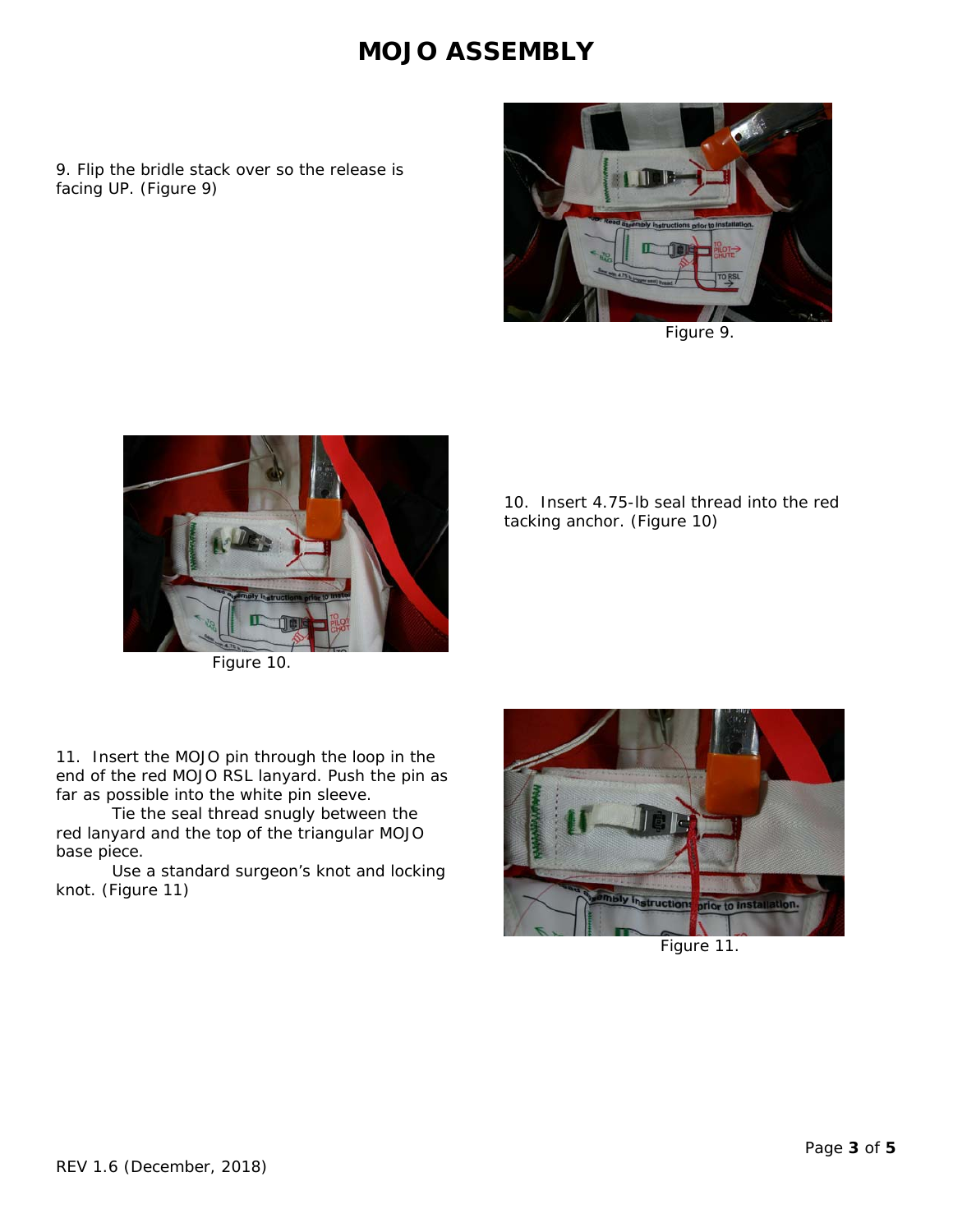# MOJO ASSEMBLY

9. Flip the bridle stack over so the release is facing UP. (Figure 9)

Figure 9.

10. Insert 4.75-lb seal thread into the red tacking anchor. (Figure 10)

Figure 10.

11. Insert the MOJO pin through the loop in the end of the red MOJO RSL lanyard. Push the pin as far as possible into the white pin sleeve.

Tie the seal thread snugly between the red lanyard and the top of the triangular MOJO base piece.

Use a standard surgeon's knot and locking knot. (Figure 11)

Figure 11.

REV 1.6 (December, 2018)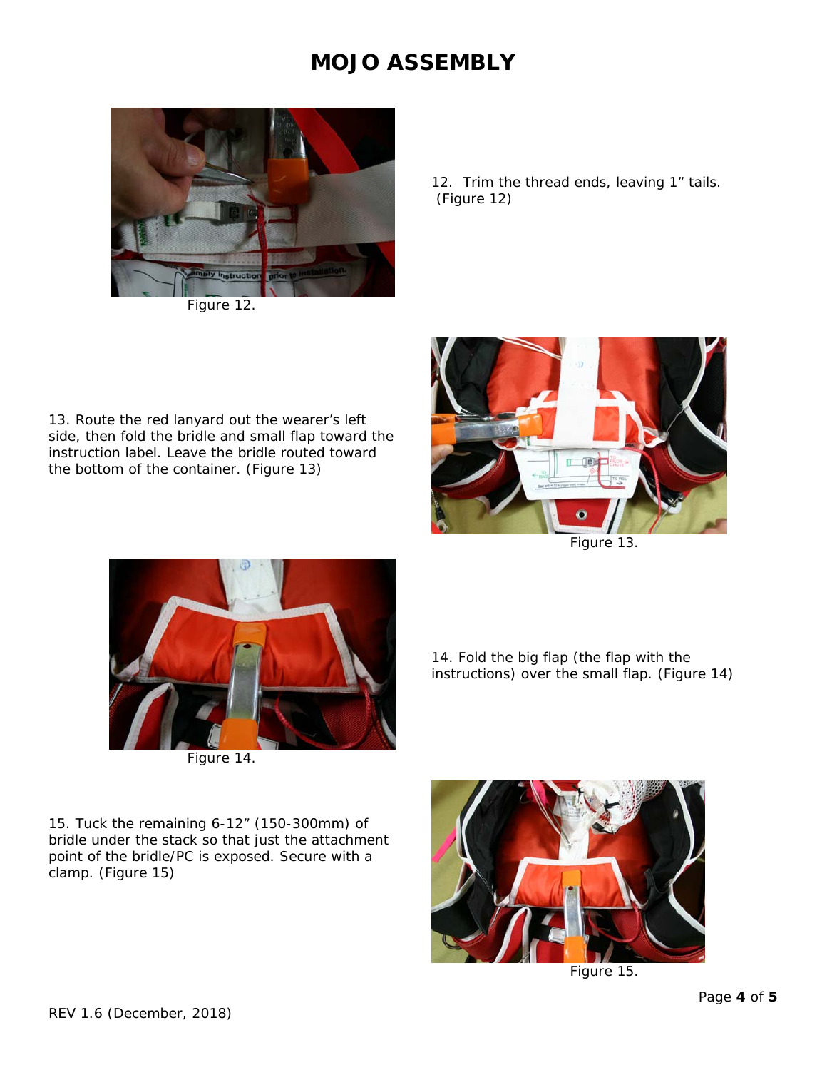# MOJO ASSEMBLY

Figure 12.

12. Trim the thread ends, leaving 1" tails. (Figure 12)

13. Route the red lanyard out the wearer's left side, then fold the bridle and small flap toward the instruction label. Leave the bridle routed toward the bottom of the container. (Figure 13)

Figure 13.

Figure 14.

14. Fold the big flap (the flap with the instructions) over the small flap. (Figure 14)

15. Tuck the remaining 6-12" (150-300mm) of bridle under the stack so that just the attachment point of the bridle/PC is exposed. Secure with a clamp. (Figure 15)

Figure 15.

REV 1.6 (December, 2018)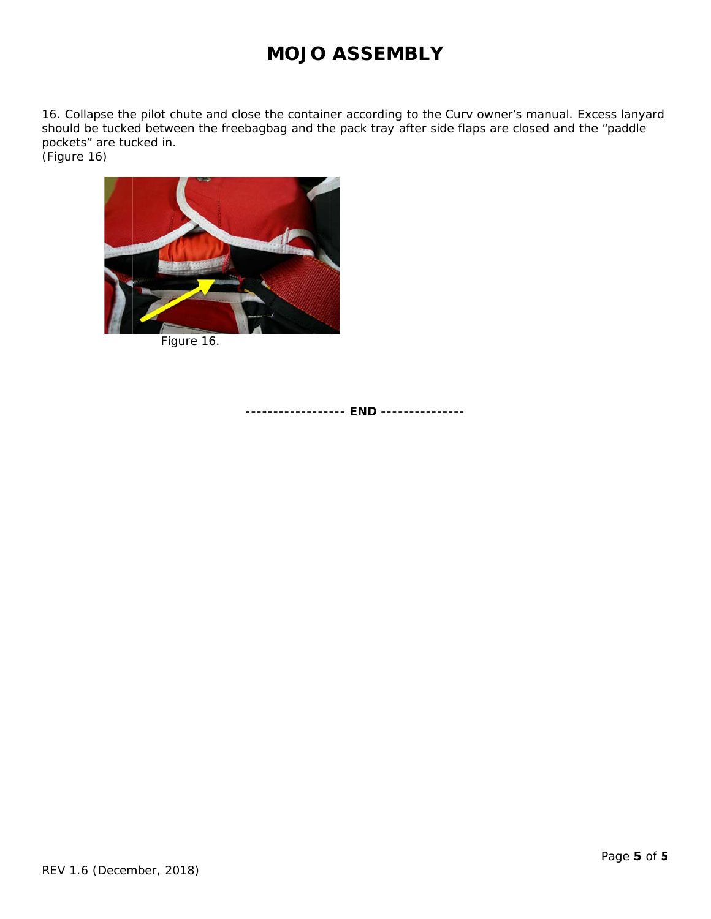# MOJO ASSEMBLY

16. Collapse the pilot chute and close the container according to the Curv owner's manual. Excess lanyard should be tucked between the freebagbag and the pack tray after side flaps are closed and the "paddle pockets" are tucked in.
(Figure 16)

Figure 16.

----------------- END ---------------

REV 1.6 (December, 2018)